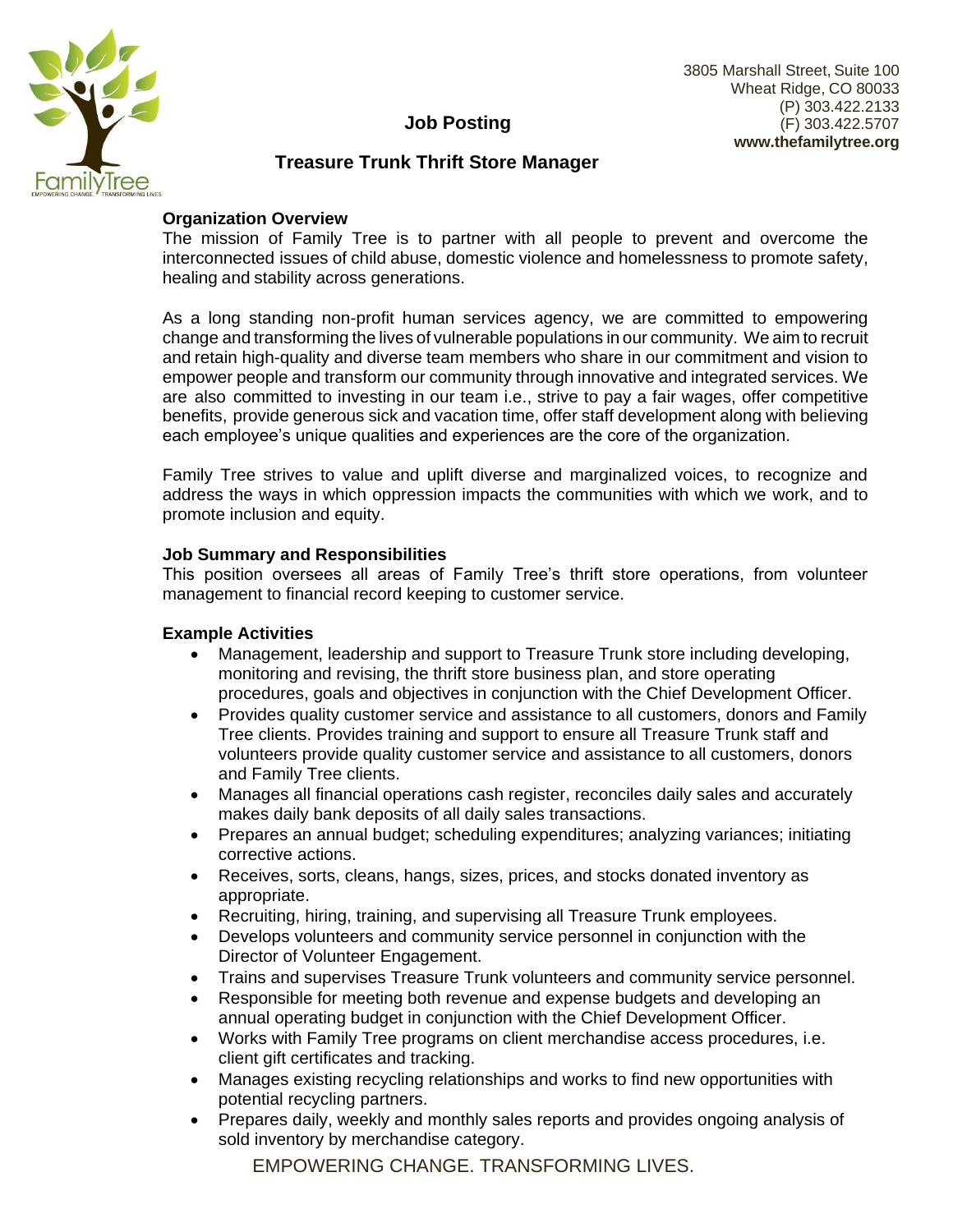3805 Marshall Street, Suite 100
Wheat Ridge, CO 80033
(P) 303.422.2133
(F) 303.422.5707
**www.thefamilytree.org**

# Job Posting

## Treasure Trunk Thrift Store Manager

**Organization Overview**

The mission of Family Tree is to partner with all people to prevent and overcome the interconnected issues of child abuse, domestic violence and homelessness to promote safety, healing and stability across generations.

As a long standing non-profit human services agency, we are committed to empowering change and transforming the lives of vulnerable populations in our community. We aim to recruit and retain high-quality and diverse team members who share in our commitment and vision to empower people and transform our community through innovative and integrated services. We are also committed to investing in our team i.e., strive to pay a fair wages, offer competitive benefits, provide generous sick and vacation time, offer staff development along with believing each employee's unique qualities and experiences are the core of the organization.

Family Tree strives to value and uplift diverse and marginalized voices, to recognize and address the ways in which oppression impacts the communities with which we work, and to promote inclusion and equity.

**Job Summary and Responsibilities**

This position oversees all areas of Family Tree's thrift store operations, from volunteer management to financial record keeping to customer service.

**Example Activities**

- Management, leadership and support to Treasure Trunk store including developing, monitoring and revising, the thrift store business plan, and store operating procedures, goals and objectives in conjunction with the Chief Development Officer.
- Provides quality customer service and assistance to all customers, donors and Family Tree clients. Provides training and support to ensure all Treasure Trunk staff and volunteers provide quality customer service and assistance to all customers, donors and Family Tree clients.
- Manages all financial operations cash register, reconciles daily sales and accurately makes daily bank deposits of all daily sales transactions.
- Prepares an annual budget; scheduling expenditures; analyzing variances; initiating corrective actions.
- Receives, sorts, cleans, hangs, sizes, prices, and stocks donated inventory as appropriate.
- Recruiting, hiring, training, and supervising all Treasure Trunk employees.
- Develops volunteers and community service personnel in conjunction with the Director of Volunteer Engagement.
- Trains and supervises Treasure Trunk volunteers and community service personnel.
- Responsible for meeting both revenue and expense budgets and developing an annual operating budget in conjunction with the Chief Development Officer.
- Works with Family Tree programs on client merchandise access procedures, i.e. client gift certificates and tracking.
- Manages existing recycling relationships and works to find new opportunities with potential recycling partners.
- Prepares daily, weekly and monthly sales reports and provides ongoing analysis of sold inventory by merchandise category.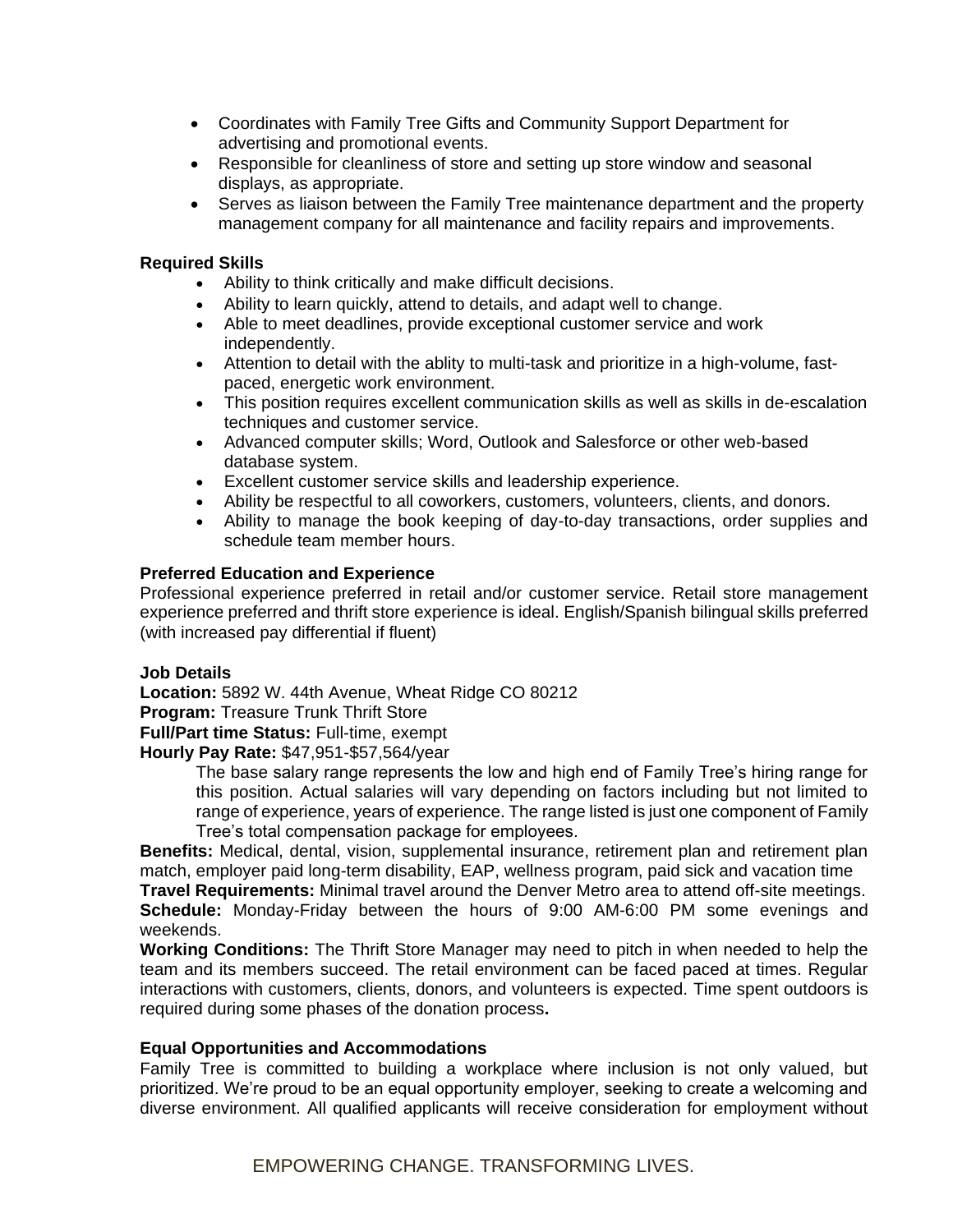- Coordinates with Family Tree Gifts and Community Support Department for advertising and promotional events.
- Responsible for cleanliness of store and setting up store window and seasonal displays, as appropriate.
- Serves as liaison between the Family Tree maintenance department and the property management company for all maintenance and facility repairs and improvements.

**Required Skills**

- Ability to think critically and make difficult decisions.
- Ability to learn quickly, attend to details, and adapt well to change.
- Able to meet deadlines, provide exceptional customer service and work independently.
- Attention to detail with the ablity to multi-task and prioritize in a high-volume, fast-paced, energetic work environment.
- This position requires excellent communication skills as well as skills in de-escalation techniques and customer service.
- Advanced computer skills; Word, Outlook and Salesforce or other web-based database system.
- Excellent customer service skills and leadership experience.
- Ability be respectful to all coworkers, customers, volunteers, clients, and donors.
- Ability to manage the book keeping of day-to-day transactions, order supplies and schedule team member hours.

**Preferred Education and Experience**

Professional experience preferred in retail and/or customer service. Retail store management experience preferred and thrift store experience is ideal. English/Spanish bilingual skills preferred (with increased pay differential if fluent)

**Job Details**

**Location:** 5892 W. 44th Avenue, Wheat Ridge CO 80212
**Program:** Treasure Trunk Thrift Store
**Full/Part time Status:** Full-time, exempt
**Hourly Pay Rate:** $47,951-$57,564/year

The base salary range represents the low and high end of Family Tree's hiring range for this position. Actual salaries will vary depending on factors including but not limited to range of experience, years of experience. The range listed is just one component of Family Tree's total compensation package for employees.

**Benefits:** Medical, dental, vision, supplemental insurance, retirement plan and retirement plan match, employer paid long-term disability, EAP, wellness program, paid sick and vacation time
**Travel Requirements:** Minimal travel around the Denver Metro area to attend off-site meetings.
**Schedule:** Monday-Friday between the hours of 9:00 AM-6:00 PM some evenings and weekends.
**Working Conditions:** The Thrift Store Manager may need to pitch in when needed to help the team and its members succeed. The retail environment can be faced paced at times. Regular interactions with customers, clients, donors, and volunteers is expected. Time spent outdoors is required during some phases of the donation process**.**

**Equal Opportunities and Accommodations**

Family Tree is committed to building a workplace where inclusion is not only valued, but prioritized. We're proud to be an equal opportunity employer, seeking to create a welcoming and diverse environment. All qualified applicants will receive consideration for employment without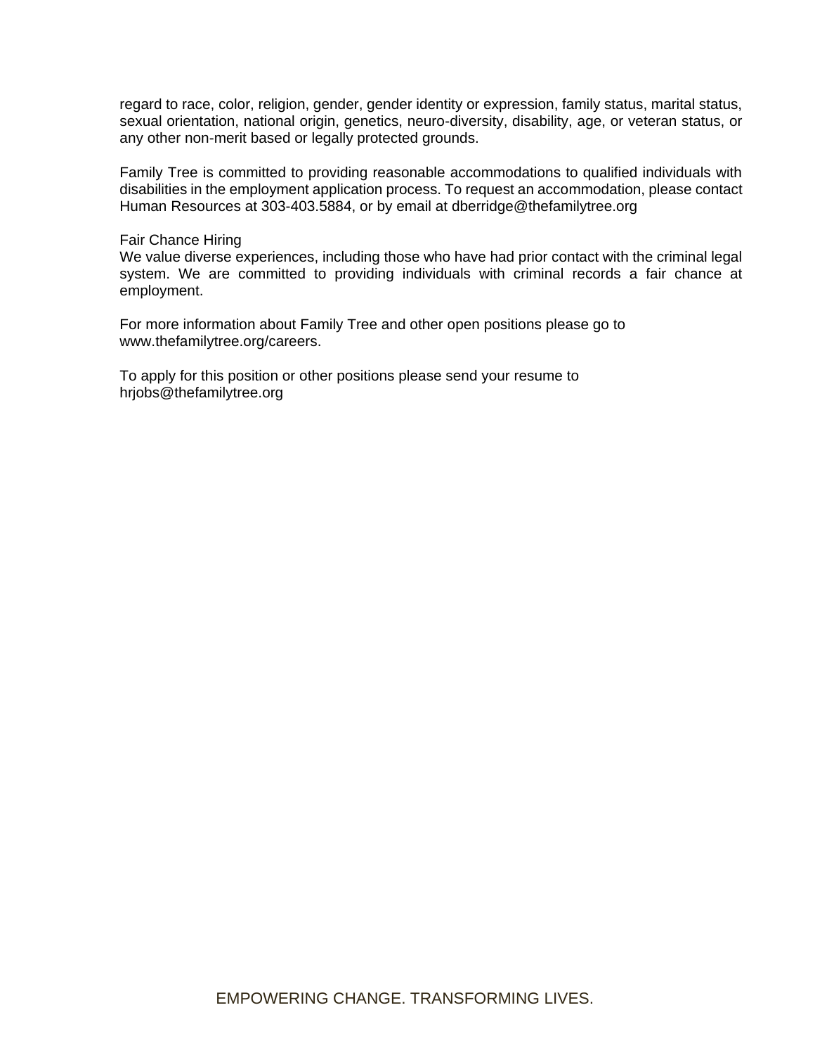regard to race, color, religion, gender, gender identity or expression, family status, marital status, sexual orientation, national origin, genetics, neuro-diversity, disability, age, or veteran status, or any other non-merit based or legally protected grounds.

Family Tree is committed to providing reasonable accommodations to qualified individuals with disabilities in the employment application process. To request an accommodation, please contact Human Resources at 303-403.5884, or by email at dberridge@thefamilytree.org

Fair Chance Hiring
We value diverse experiences, including those who have had prior contact with the criminal legal system. We are committed to providing individuals with criminal records a fair chance at employment.

For more information about Family Tree and other open positions please go to www.thefamilytree.org/careers.

To apply for this position or other positions please send your resume to hrjobs@thefamilytree.org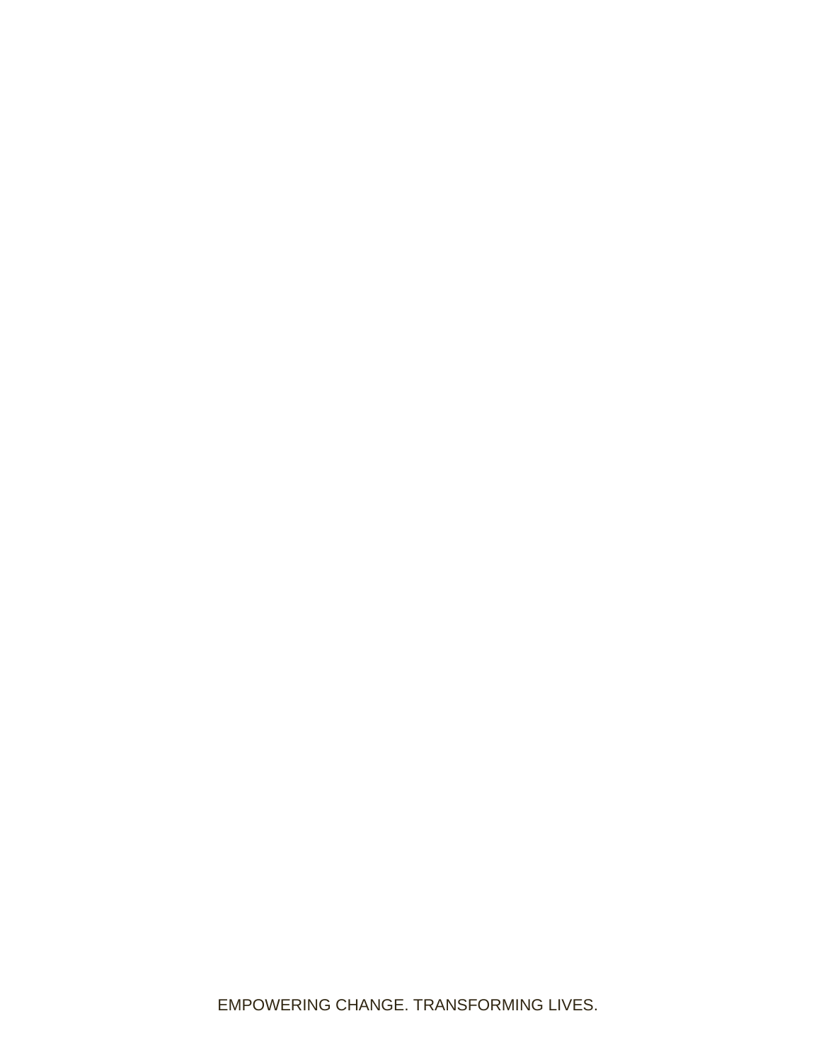EMPOWERING CHANGE. TRANSFORMING LIVES.